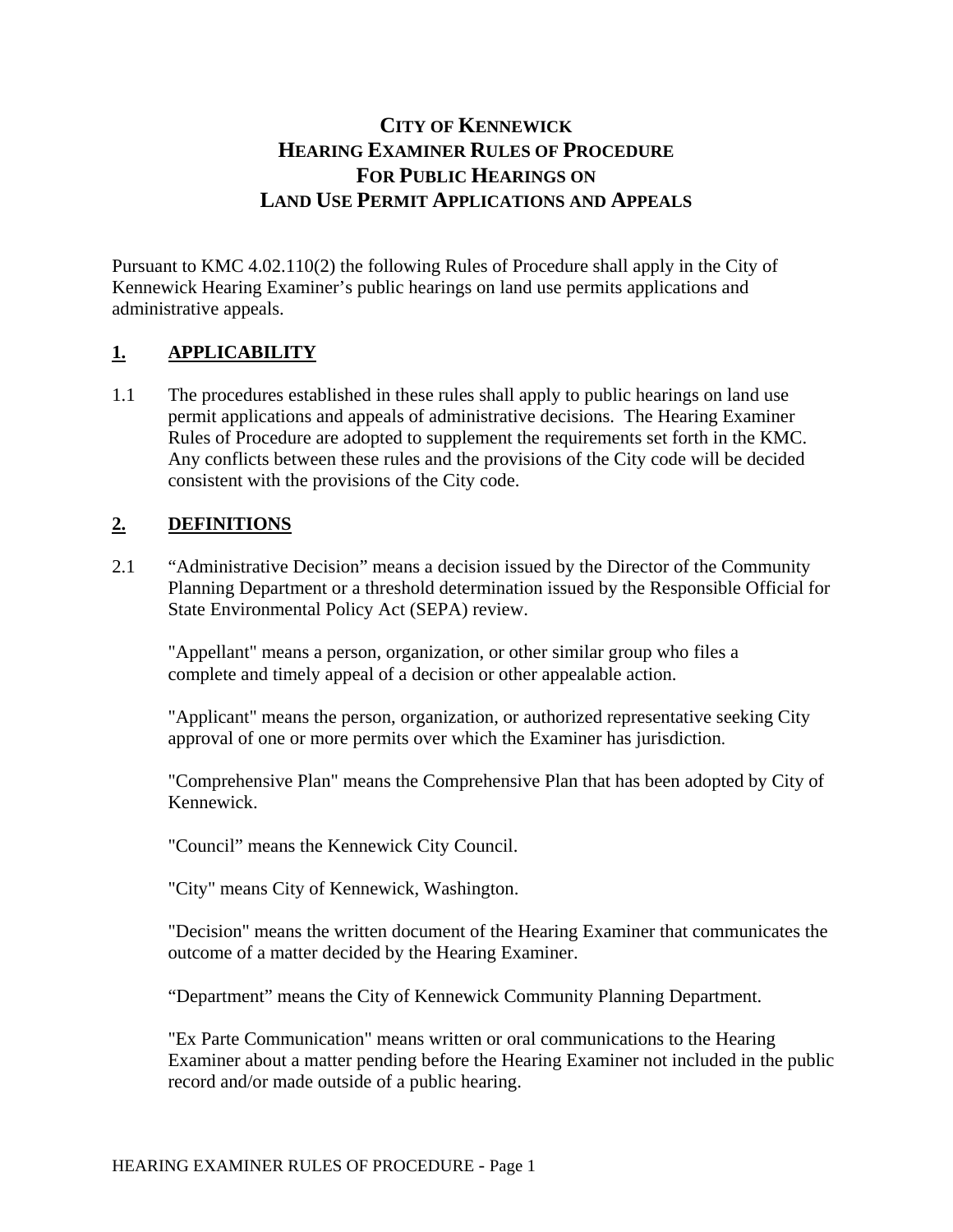# CITY OF KENNEWICK
# HEARING EXAMINER RULES OF PROCEDURE
# FOR PUBLIC HEARINGS ON
# LAND USE PERMIT APPLICATIONS AND APPEALS

Pursuant to KMC 4.02.110(2) the following Rules of Procedure shall apply in the City of Kennewick Hearing Examiner's public hearings on land use permits applications and administrative appeals.

## 1. APPLICABILITY

1.1 The procedures established in these rules shall apply to public hearings on land use permit applications and appeals of administrative decisions. The Hearing Examiner Rules of Procedure are adopted to supplement the requirements set forth in the KMC. Any conflicts between these rules and the provisions of the City code will be decided consistent with the provisions of the City code.

## 2. DEFINITIONS

2.1 "Administrative Decision" means a decision issued by the Director of the Community Planning Department or a threshold determination issued by the Responsible Official for State Environmental Policy Act (SEPA) review.

"Appellant" means a person, organization, or other similar group who files a complete and timely appeal of a decision or other appealable action.

"Applicant" means the person, organization, or authorized representative seeking City approval of one or more permits over which the Examiner has jurisdiction.

"Comprehensive Plan" means the Comprehensive Plan that has been adopted by City of Kennewick.

"Council" means the Kennewick City Council.

"City" means City of Kennewick, Washington.

"Decision" means the written document of the Hearing Examiner that communicates the outcome of a matter decided by the Hearing Examiner.

"Department" means the City of Kennewick Community Planning Department.

"Ex Parte Communication" means written or oral communications to the Hearing Examiner about a matter pending before the Hearing Examiner not included in the public record and/or made outside of a public hearing.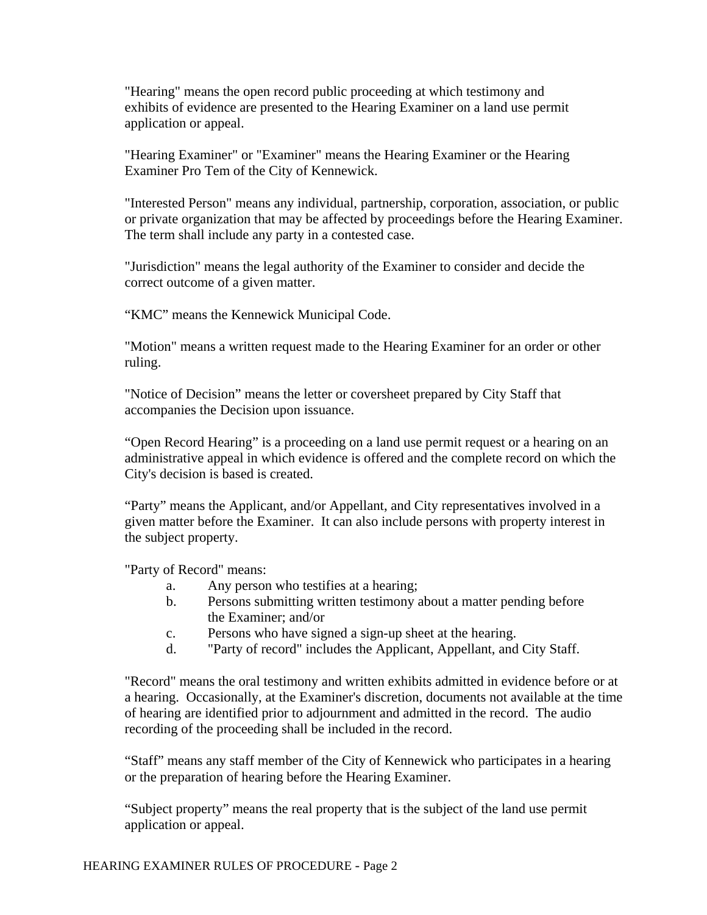"Hearing" means the open record public proceeding at which testimony and exhibits of evidence are presented to the Hearing Examiner on a land use permit application or appeal.

"Hearing Examiner" or "Examiner" means the Hearing Examiner or the Hearing Examiner Pro Tem of the City of Kennewick.

"Interested Person" means any individual, partnership, corporation, association, or public or private organization that may be affected by proceedings before the Hearing Examiner. The term shall include any party in a contested case.

"Jurisdiction" means the legal authority of the Examiner to consider and decide the correct outcome of a given matter.

“KMC” means the Kennewick Municipal Code.

"Motion" means a written request made to the Hearing Examiner for an order or other ruling.

"Notice of Decision” means the letter or coversheet prepared by City Staff that accompanies the Decision upon issuance.

“Open Record Hearing” is a proceeding on a land use permit request or a hearing on an administrative appeal in which evidence is offered and the complete record on which the City's decision is based is created.

“Party” means the Applicant, and/or Appellant, and City representatives involved in a given matter before the Examiner. It can also include persons with property interest in the subject property.

"Party of Record" means:

a. Any person who testifies at a hearing;
b. Persons submitting written testimony about a matter pending before the Examiner; and/or
c. Persons who have signed a sign-up sheet at the hearing.
d. "Party of record" includes the Applicant, Appellant, and City Staff.

"Record" means the oral testimony and written exhibits admitted in evidence before or at a hearing. Occasionally, at the Examiner's discretion, documents not available at the time of hearing are identified prior to adjournment and admitted in the record. The audio recording of the proceeding shall be included in the record.

“Staff” means any staff member of the City of Kennewick who participates in a hearing or the preparation of hearing before the Hearing Examiner.

“Subject property” means the real property that is the subject of the land use permit application or appeal.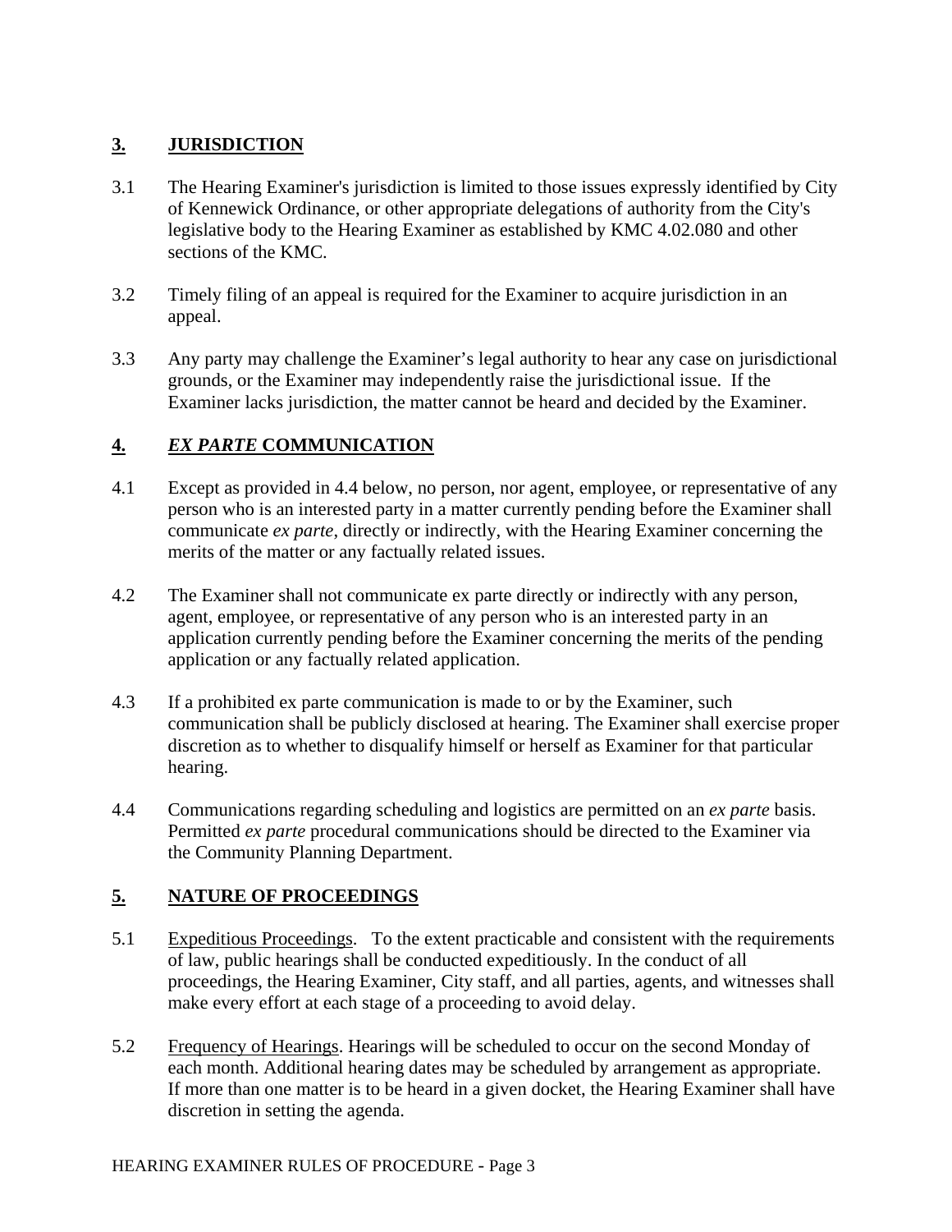## 3. JURISDICTION

3.1 The Hearing Examiner's jurisdiction is limited to those issues expressly identified by City of Kennewick Ordinance, or other appropriate delegations of authority from the City's legislative body to the Hearing Examiner as established by KMC 4.02.080 and other sections of the KMC.

3.2 Timely filing of an appeal is required for the Examiner to acquire jurisdiction in an appeal.

3.3 Any party may challenge the Examiner's legal authority to hear any case on jurisdictional grounds, or the Examiner may independently raise the jurisdictional issue. If the Examiner lacks jurisdiction, the matter cannot be heard and decided by the Examiner.

## 4. *EX PARTE* COMMUNICATION

4.1 Except as provided in 4.4 below, no person, nor agent, employee, or representative of any person who is an interested party in a matter currently pending before the Examiner shall communicate *ex parte*, directly or indirectly, with the Hearing Examiner concerning the merits of the matter or any factually related issues.

4.2 The Examiner shall not communicate ex parte directly or indirectly with any person, agent, employee, or representative of any person who is an interested party in an application currently pending before the Examiner concerning the merits of the pending application or any factually related application.

4.3 If a prohibited ex parte communication is made to or by the Examiner, such communication shall be publicly disclosed at hearing. The Examiner shall exercise proper discretion as to whether to disqualify himself or herself as Examiner for that particular hearing.

4.4 Communications regarding scheduling and logistics are permitted on an *ex parte* basis. Permitted *ex parte* procedural communications should be directed to the Examiner via the Community Planning Department.

## 5. NATURE OF PROCEEDINGS

5.1 Expeditious Proceedings. To the extent practicable and consistent with the requirements of law, public hearings shall be conducted expeditiously. In the conduct of all proceedings, the Hearing Examiner, City staff, and all parties, agents, and witnesses shall make every effort at each stage of a proceeding to avoid delay.

5.2 Frequency of Hearings. Hearings will be scheduled to occur on the second Monday of each month. Additional hearing dates may be scheduled by arrangement as appropriate. If more than one matter is to be heard in a given docket, the Hearing Examiner shall have discretion in setting the agenda.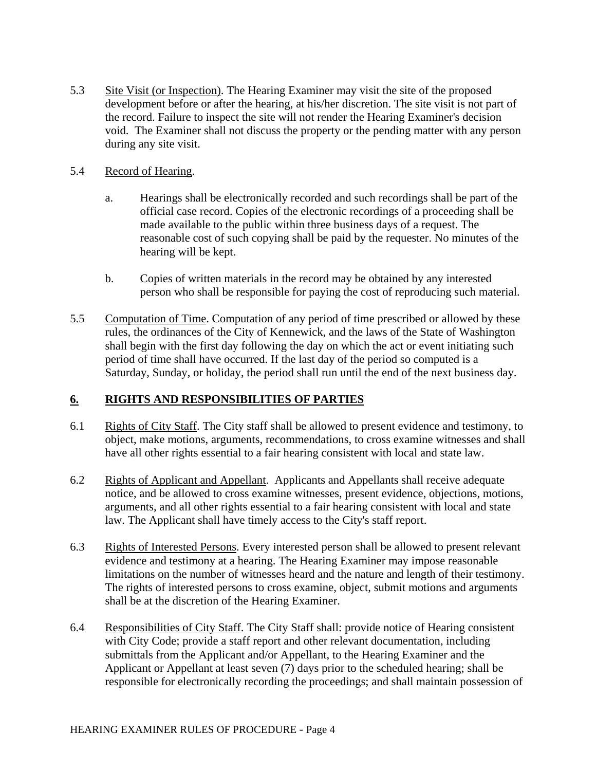5.3 Site Visit (or Inspection). The Hearing Examiner may visit the site of the proposed development before or after the hearing, at his/her discretion. The site visit is not part of the record. Failure to inspect the site will not render the Hearing Examiner's decision void. The Examiner shall not discuss the property or the pending matter with any person during any site visit.

5.4 Record of Hearing.

a. Hearings shall be electronically recorded and such recordings shall be part of the official case record. Copies of the electronic recordings of a proceeding shall be made available to the public within three business days of a request. The reasonable cost of such copying shall be paid by the requester. No minutes of the hearing will be kept.

b. Copies of written materials in the record may be obtained by any interested person who shall be responsible for paying the cost of reproducing such material.

5.5 Computation of Time. Computation of any period of time prescribed or allowed by these rules, the ordinances of the City of Kennewick, and the laws of the State of Washington shall begin with the first day following the day on which the act or event initiating such period of time shall have occurred. If the last day of the period so computed is a Saturday, Sunday, or holiday, the period shall run until the end of the next business day.

## 6. RIGHTS AND RESPONSIBILITIES OF PARTIES

6.1 Rights of City Staff. The City staff shall be allowed to present evidence and testimony, to object, make motions, arguments, recommendations, to cross examine witnesses and shall have all other rights essential to a fair hearing consistent with local and state law.

6.2 Rights of Applicant and Appellant. Applicants and Appellants shall receive adequate notice, and be allowed to cross examine witnesses, present evidence, objections, motions, arguments, and all other rights essential to a fair hearing consistent with local and state law. The Applicant shall have timely access to the City's staff report.

6.3 Rights of Interested Persons. Every interested person shall be allowed to present relevant evidence and testimony at a hearing. The Hearing Examiner may impose reasonable limitations on the number of witnesses heard and the nature and length of their testimony. The rights of interested persons to cross examine, object, submit motions and arguments shall be at the discretion of the Hearing Examiner.

6.4 Responsibilities of City Staff. The City Staff shall: provide notice of Hearing consistent with City Code; provide a staff report and other relevant documentation, including submittals from the Applicant and/or Appellant, to the Hearing Examiner and the Applicant or Appellant at least seven (7) days prior to the scheduled hearing; shall be responsible for electronically recording the proceedings; and shall maintain possession of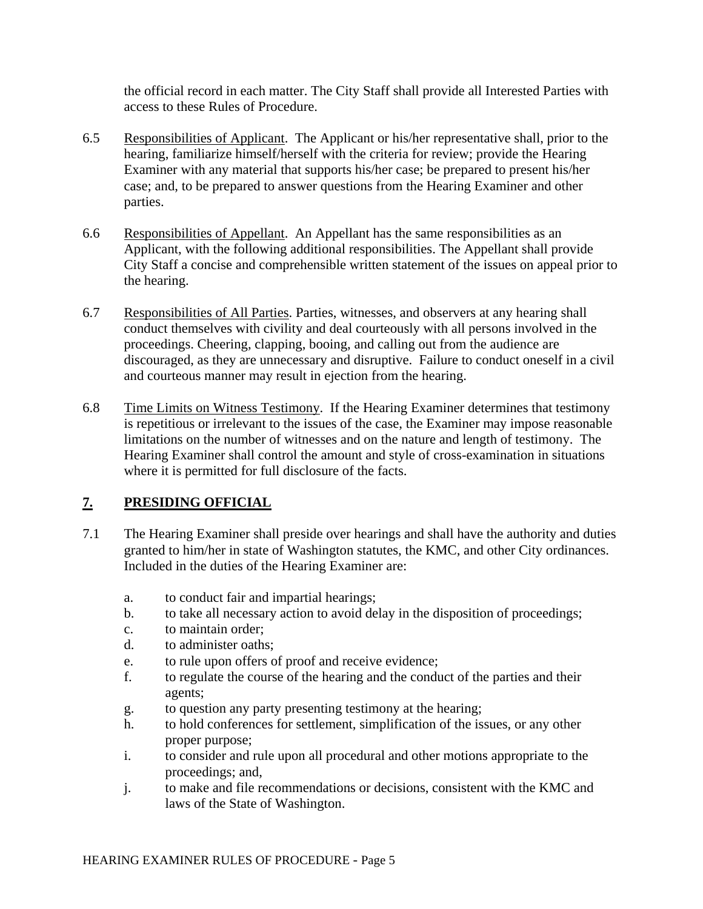the official record in each matter. The City Staff shall provide all Interested Parties with access to these Rules of Procedure.

6.5 Responsibilities of Applicant. The Applicant or his/her representative shall, prior to the hearing, familiarize himself/herself with the criteria for review; provide the Hearing Examiner with any material that supports his/her case; be prepared to present his/her case; and, to be prepared to answer questions from the Hearing Examiner and other parties.

6.6 Responsibilities of Appellant. An Appellant has the same responsibilities as an Applicant, with the following additional responsibilities. The Appellant shall provide City Staff a concise and comprehensible written statement of the issues on appeal prior to the hearing.

6.7 Responsibilities of All Parties. Parties, witnesses, and observers at any hearing shall conduct themselves with civility and deal courteously with all persons involved in the proceedings. Cheering, clapping, booing, and calling out from the audience are discouraged, as they are unnecessary and disruptive. Failure to conduct oneself in a civil and courteous manner may result in ejection from the hearing.

6.8 Time Limits on Witness Testimony. If the Hearing Examiner determines that testimony is repetitious or irrelevant to the issues of the case, the Examiner may impose reasonable limitations on the number of witnesses and on the nature and length of testimony. The Hearing Examiner shall control the amount and style of cross-examination in situations where it is permitted for full disclosure of the facts.

## 7. PRESIDING OFFICIAL

7.1 The Hearing Examiner shall preside over hearings and shall have the authority and duties granted to him/her in state of Washington statutes, the KMC, and other City ordinances. Included in the duties of the Hearing Examiner are:

a. to conduct fair and impartial hearings;
b. to take all necessary action to avoid delay in the disposition of proceedings;
c. to maintain order;
d. to administer oaths;
e. to rule upon offers of proof and receive evidence;
f. to regulate the course of the hearing and the conduct of the parties and their agents;
g. to question any party presenting testimony at the hearing;
h. to hold conferences for settlement, simplification of the issues, or any other proper purpose;
i. to consider and rule upon all procedural and other motions appropriate to the proceedings; and,
j. to make and file recommendations or decisions, consistent with the KMC and laws of the State of Washington.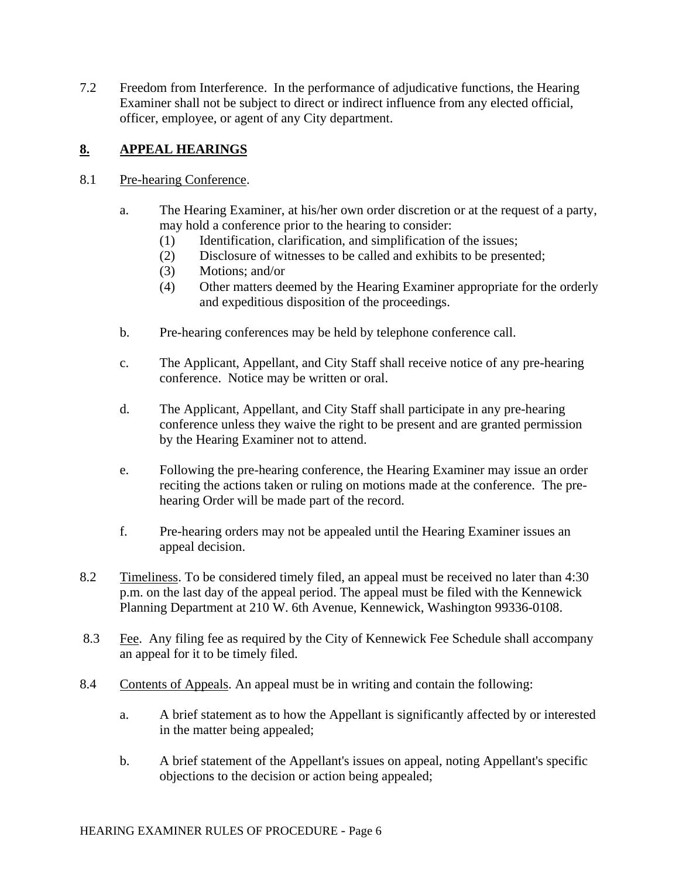7.2 Freedom from Interference. In the performance of adjudicative functions, the Hearing Examiner shall not be subject to direct or indirect influence from any elected official, officer, employee, or agent of any City department.

## 8. APPEAL HEARINGS

8.1 <u>Pre-hearing Conference</u>.

a. The Hearing Examiner, at his/her own order discretion or at the request of a party, may hold a conference prior to the hearing to consider:
   (1) Identification, clarification, and simplification of the issues;
   (2) Disclosure of witnesses to be called and exhibits to be presented;
   (3) Motions; and/or
   (4) Other matters deemed by the Hearing Examiner appropriate for the orderly and expeditious disposition of the proceedings.

b. Pre-hearing conferences may be held by telephone conference call.

c. The Applicant, Appellant, and City Staff shall receive notice of any pre-hearing conference. Notice may be written or oral.

d. The Applicant, Appellant, and City Staff shall participate in any pre-hearing conference unless they waive the right to be present and are granted permission by the Hearing Examiner not to attend.

e. Following the pre-hearing conference, the Hearing Examiner may issue an order reciting the actions taken or ruling on motions made at the conference. The pre-hearing Order will be made part of the record.

f. Pre-hearing orders may not be appealed until the Hearing Examiner issues an appeal decision.

8.2 <u>Timeliness</u>. To be considered timely filed, an appeal must be received no later than 4:30 p.m. on the last day of the appeal period. The appeal must be filed with the Kennewick Planning Department at 210 W. 6th Avenue, Kennewick, Washington 99336-0108.

8.3 <u>Fee</u>. Any filing fee as required by the City of Kennewick Fee Schedule shall accompany an appeal for it to be timely filed.

8.4 <u>Contents of Appeals</u>. An appeal must be in writing and contain the following:

a. A brief statement as to how the Appellant is significantly affected by or interested in the matter being appealed;

b. A brief statement of the Appellant's issues on appeal, noting Appellant's specific objections to the decision or action being appealed;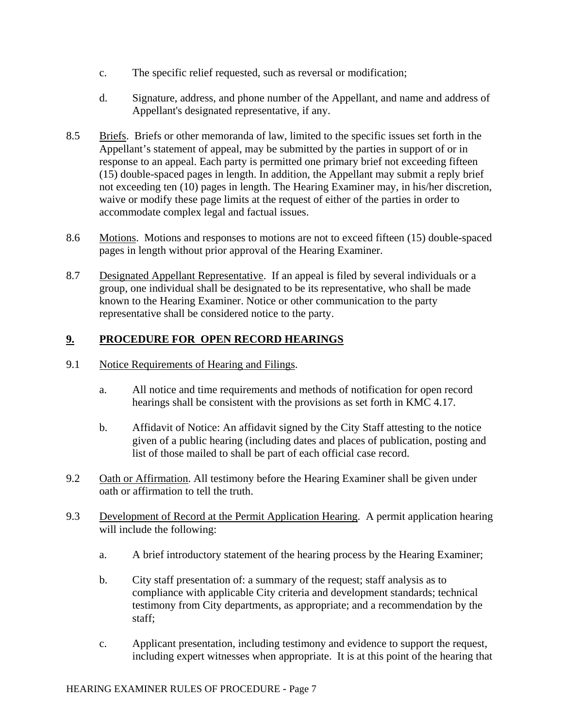c. The specific relief requested, such as reversal or modification;

d. Signature, address, and phone number of the Appellant, and name and address of Appellant's designated representative, if any.

8.5 Briefs. Briefs or other memoranda of law, limited to the specific issues set forth in the Appellant's statement of appeal, may be submitted by the parties in support of or in response to an appeal. Each party is permitted one primary brief not exceeding fifteen (15) double-spaced pages in length. In addition, the Appellant may submit a reply brief not exceeding ten (10) pages in length. The Hearing Examiner may, in his/her discretion, waive or modify these page limits at the request of either of the parties in order to accommodate complex legal and factual issues.

8.6 Motions. Motions and responses to motions are not to exceed fifteen (15) double-spaced pages in length without prior approval of the Hearing Examiner.

8.7 Designated Appellant Representative. If an appeal is filed by several individuals or a group, one individual shall be designated to be its representative, who shall be made known to the Hearing Examiner. Notice or other communication to the party representative shall be considered notice to the party.

## 9. PROCEDURE FOR OPEN RECORD HEARINGS

9.1 Notice Requirements of Hearing and Filings.

a. All notice and time requirements and methods of notification for open record hearings shall be consistent with the provisions as set forth in KMC 4.17.

b. Affidavit of Notice: An affidavit signed by the City Staff attesting to the notice given of a public hearing (including dates and places of publication, posting and list of those mailed to shall be part of each official case record.

9.2 Oath or Affirmation. All testimony before the Hearing Examiner shall be given under oath or affirmation to tell the truth.

9.3 Development of Record at the Permit Application Hearing. A permit application hearing will include the following:

a. A brief introductory statement of the hearing process by the Hearing Examiner;

b. City staff presentation of: a summary of the request; staff analysis as to compliance with applicable City criteria and development standards; technical testimony from City departments, as appropriate; and a recommendation by the staff;

c. Applicant presentation, including testimony and evidence to support the request, including expert witnesses when appropriate. It is at this point of the hearing that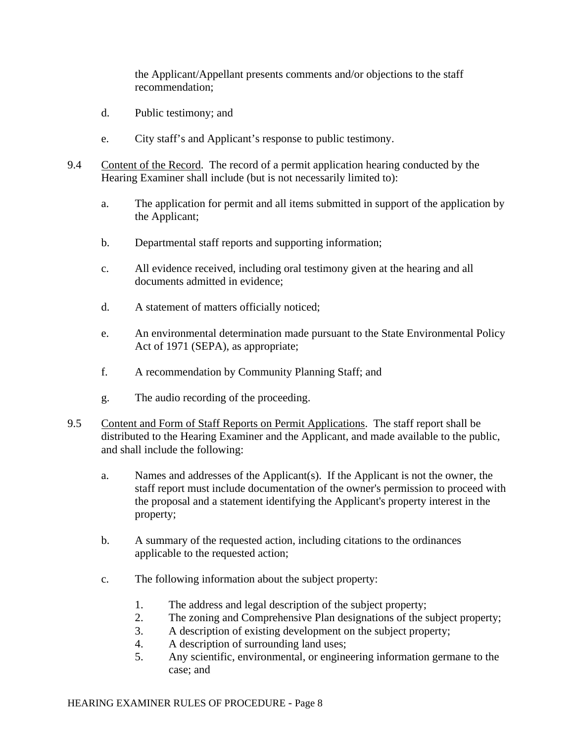the Applicant/Appellant presents comments and/or objections to the staff recommendation;

d. Public testimony; and

e. City staff's and Applicant's response to public testimony.

9.4 Content of the Record. The record of a permit application hearing conducted by the Hearing Examiner shall include (but is not necessarily limited to):

a. The application for permit and all items submitted in support of the application by the Applicant;

b. Departmental staff reports and supporting information;

c. All evidence received, including oral testimony given at the hearing and all documents admitted in evidence;

d. A statement of matters officially noticed;

e. An environmental determination made pursuant to the State Environmental Policy Act of 1971 (SEPA), as appropriate;

f. A recommendation by Community Planning Staff; and

g. The audio recording of the proceeding.

9.5 Content and Form of Staff Reports on Permit Applications. The staff report shall be distributed to the Hearing Examiner and the Applicant, and made available to the public, and shall include the following:

a. Names and addresses of the Applicant(s). If the Applicant is not the owner, the staff report must include documentation of the owner's permission to proceed with the proposal and a statement identifying the Applicant's property interest in the property;

b. A summary of the requested action, including citations to the ordinances applicable to the requested action;

c. The following information about the subject property:

   1. The address and legal description of the subject property;
   2. The zoning and Comprehensive Plan designations of the subject property;
   3. A description of existing development on the subject property;
   4. A description of surrounding land uses;
   5. Any scientific, environmental, or engineering information germane to the case; and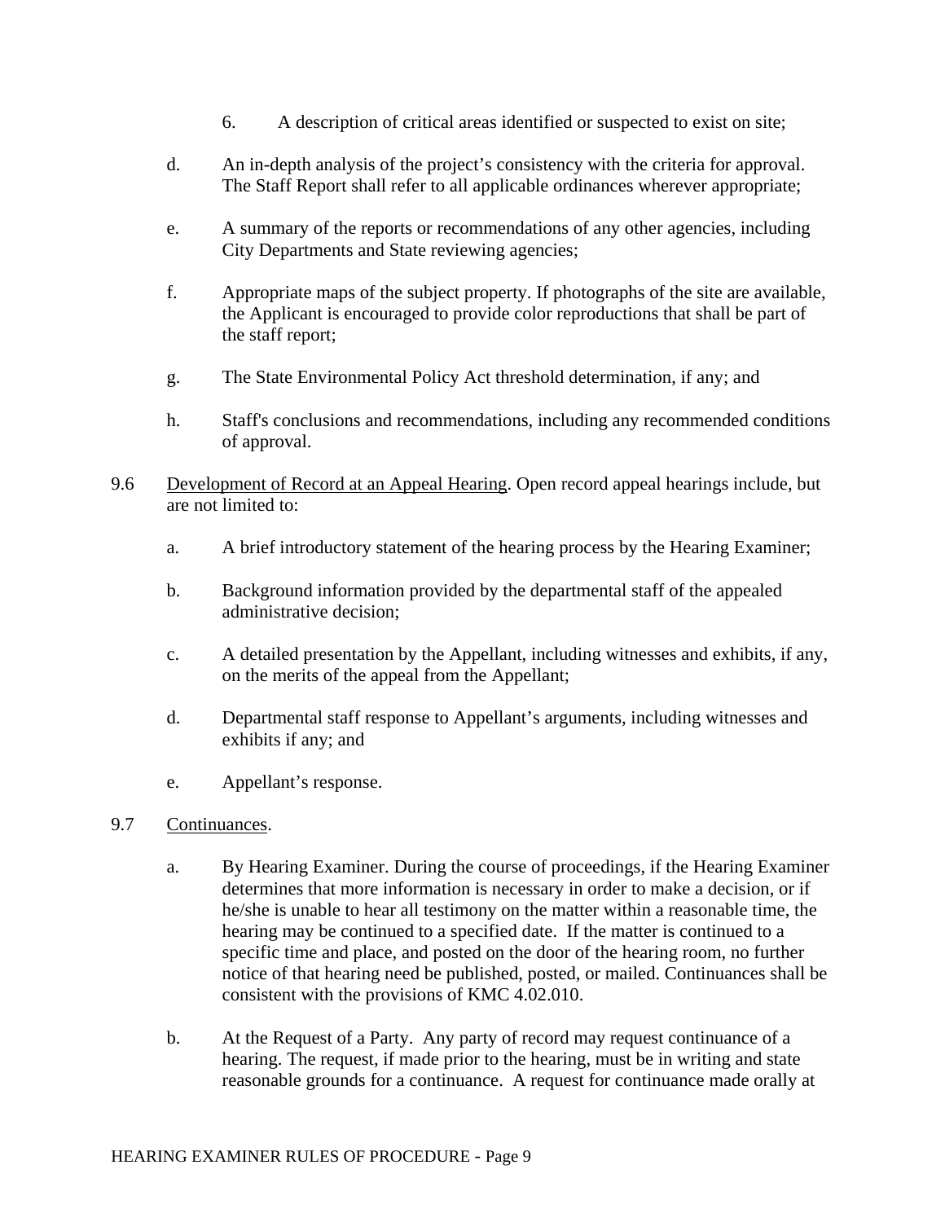6. A description of critical areas identified or suspected to exist on site;

d. An in-depth analysis of the project's consistency with the criteria for approval. The Staff Report shall refer to all applicable ordinances wherever appropriate;

e. A summary of the reports or recommendations of any other agencies, including City Departments and State reviewing agencies;

f. Appropriate maps of the subject property. If photographs of the site are available, the Applicant is encouraged to provide color reproductions that shall be part of the staff report;

g. The State Environmental Policy Act threshold determination, if any; and

h. Staff's conclusions and recommendations, including any recommended conditions of approval.

9.6 Development of Record at an Appeal Hearing. Open record appeal hearings include, but are not limited to:

a. A brief introductory statement of the hearing process by the Hearing Examiner;

b. Background information provided by the departmental staff of the appealed administrative decision;

c. A detailed presentation by the Appellant, including witnesses and exhibits, if any, on the merits of the appeal from the Appellant;

d. Departmental staff response to Appellant's arguments, including witnesses and exhibits if any; and

e. Appellant's response.

9.7 Continuances.

a. By Hearing Examiner. During the course of proceedings, if the Hearing Examiner determines that more information is necessary in order to make a decision, or if he/she is unable to hear all testimony on the matter within a reasonable time, the hearing may be continued to a specified date. If the matter is continued to a specific time and place, and posted on the door of the hearing room, no further notice of that hearing need be published, posted, or mailed. Continuances shall be consistent with the provisions of KMC 4.02.010.

b. At the Request of a Party. Any party of record may request continuance of a hearing. The request, if made prior to the hearing, must be in writing and state reasonable grounds for a continuance. A request for continuance made orally at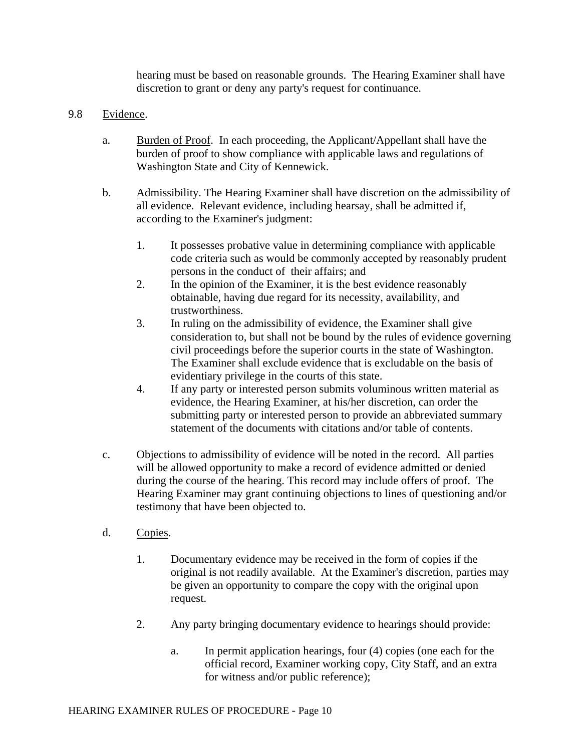hearing must be based on reasonable grounds. The Hearing Examiner shall have discretion to grant or deny any party's request for continuance.

9.8 Evidence.

a. Burden of Proof. In each proceeding, the Applicant/Appellant shall have the burden of proof to show compliance with applicable laws and regulations of Washington State and City of Kennewick.

b. Admissibility. The Hearing Examiner shall have discretion on the admissibility of all evidence. Relevant evidence, including hearsay, shall be admitted if, according to the Examiner's judgment:

1. It possesses probative value in determining compliance with applicable code criteria such as would be commonly accepted by reasonably prudent persons in the conduct of their affairs; and
2. In the opinion of the Examiner, it is the best evidence reasonably obtainable, having due regard for its necessity, availability, and trustworthiness.
3. In ruling on the admissibility of evidence, the Examiner shall give consideration to, but shall not be bound by the rules of evidence governing civil proceedings before the superior courts in the state of Washington. The Examiner shall exclude evidence that is excludable on the basis of evidentiary privilege in the courts of this state.
4. If any party or interested person submits voluminous written material as evidence, the Hearing Examiner, at his/her discretion, can order the submitting party or interested person to provide an abbreviated summary statement of the documents with citations and/or table of contents.

c. Objections to admissibility of evidence will be noted in the record. All parties will be allowed opportunity to make a record of evidence admitted or denied during the course of the hearing. This record may include offers of proof. The Hearing Examiner may grant continuing objections to lines of questioning and/or testimony that have been objected to.

d. Copies.

1. Documentary evidence may be received in the form of copies if the original is not readily available. At the Examiner's discretion, parties may be given an opportunity to compare the copy with the original upon request.

2. Any party bringing documentary evidence to hearings should provide:

   a. In permit application hearings, four (4) copies (one each for the official record, Examiner working copy, City Staff, and an extra for witness and/or public reference);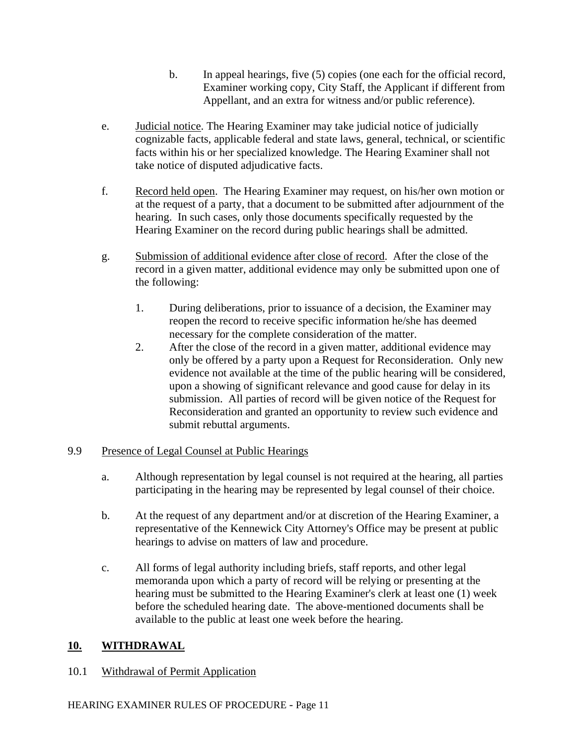b. In appeal hearings, five (5) copies (one each for the official record, Examiner working copy, City Staff, the Applicant if different from Appellant, and an extra for witness and/or public reference).

e. Judicial notice. The Hearing Examiner may take judicial notice of judicially cognizable facts, applicable federal and state laws, general, technical, or scientific facts within his or her specialized knowledge. The Hearing Examiner shall not take notice of disputed adjudicative facts.

f. Record held open. The Hearing Examiner may request, on his/her own motion or at the request of a party, that a document to be submitted after adjournment of the hearing. In such cases, only those documents specifically requested by the Hearing Examiner on the record during public hearings shall be admitted.

g. Submission of additional evidence after close of record. After the close of the record in a given matter, additional evidence may only be submitted upon one of the following:

1. During deliberations, prior to issuance of a decision, the Examiner may reopen the record to receive specific information he/she has deemed necessary for the complete consideration of the matter.
2. After the close of the record in a given matter, additional evidence may only be offered by a party upon a Request for Reconsideration. Only new evidence not available at the time of the public hearing will be considered, upon a showing of significant relevance and good cause for delay in its submission. All parties of record will be given notice of the Request for Reconsideration and granted an opportunity to review such evidence and submit rebuttal arguments.

9.9 Presence of Legal Counsel at Public Hearings

a. Although representation by legal counsel is not required at the hearing, all parties participating in the hearing may be represented by legal counsel of their choice.

b. At the request of any department and/or at discretion of the Hearing Examiner, a representative of the Kennewick City Attorney's Office may be present at public hearings to advise on matters of law and procedure.

c. All forms of legal authority including briefs, staff reports, and other legal memoranda upon which a party of record will be relying or presenting at the hearing must be submitted to the Hearing Examiner's clerk at least one (1) week before the scheduled hearing date. The above-mentioned documents shall be available to the public at least one week before the hearing.

## 10. WITHDRAWAL

10.1 Withdrawal of Permit Application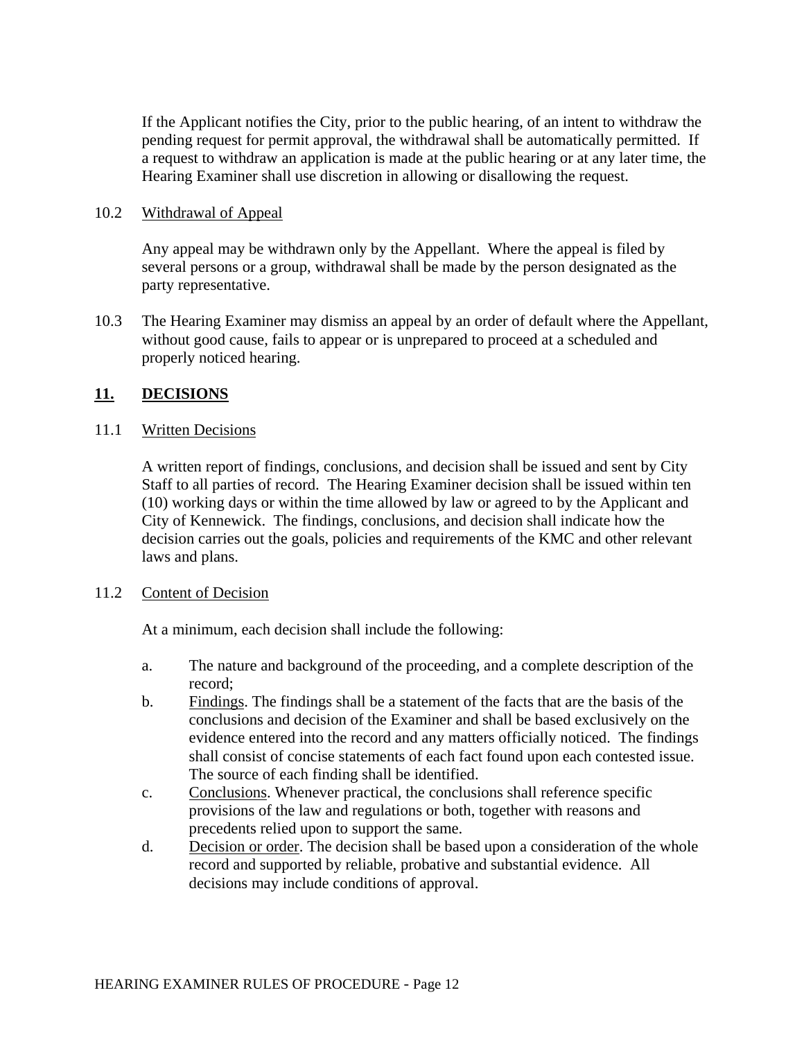If the Applicant notifies the City, prior to the public hearing, of an intent to withdraw the pending request for permit approval, the withdrawal shall be automatically permitted. If a request to withdraw an application is made at the public hearing or at any later time, the Hearing Examiner shall use discretion in allowing or disallowing the request.

10.2 Withdrawal of Appeal

Any appeal may be withdrawn only by the Appellant. Where the appeal is filed by several persons or a group, withdrawal shall be made by the person designated as the party representative.

10.3 The Hearing Examiner may dismiss an appeal by an order of default where the Appellant, without good cause, fails to appear or is unprepared to proceed at a scheduled and properly noticed hearing.

## 11. DECISIONS

11.1 Written Decisions

A written report of findings, conclusions, and decision shall be issued and sent by City Staff to all parties of record. The Hearing Examiner decision shall be issued within ten (10) working days or within the time allowed by law or agreed to by the Applicant and City of Kennewick. The findings, conclusions, and decision shall indicate how the decision carries out the goals, policies and requirements of the KMC and other relevant laws and plans.

11.2 Content of Decision

At a minimum, each decision shall include the following:

a. The nature and background of the proceeding, and a complete description of the record;
b. Findings. The findings shall be a statement of the facts that are the basis of the conclusions and decision of the Examiner and shall be based exclusively on the evidence entered into the record and any matters officially noticed. The findings shall consist of concise statements of each fact found upon each contested issue. The source of each finding shall be identified.
c. Conclusions. Whenever practical, the conclusions shall reference specific provisions of the law and regulations or both, together with reasons and precedents relied upon to support the same.
d. Decision or order. The decision shall be based upon a consideration of the whole record and supported by reliable, probative and substantial evidence. All decisions may include conditions of approval.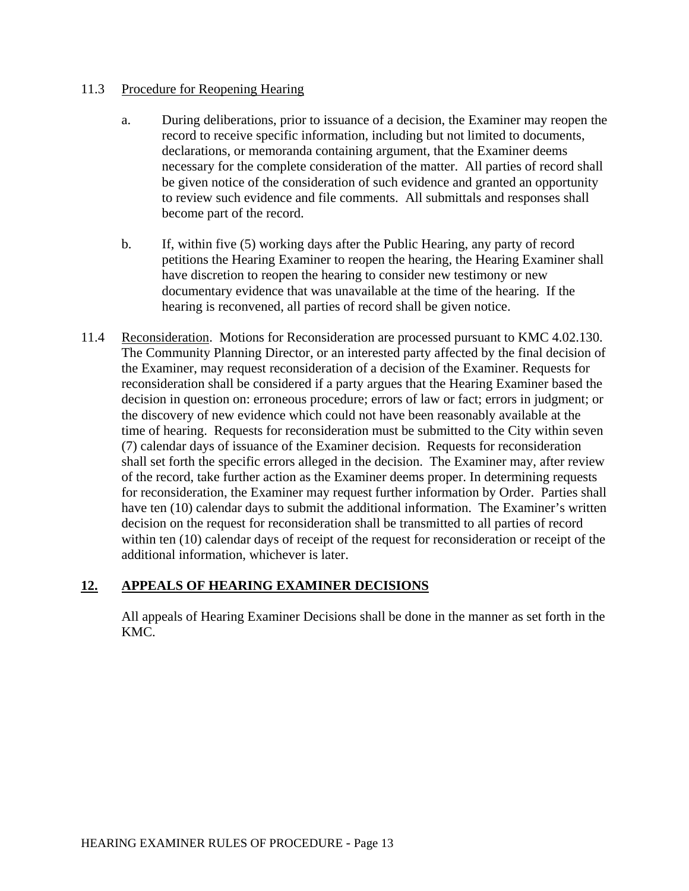11.3 Procedure for Reopening Hearing

a. During deliberations, prior to issuance of a decision, the Examiner may reopen the record to receive specific information, including but not limited to documents, declarations, or memoranda containing argument, that the Examiner deems necessary for the complete consideration of the matter. All parties of record shall be given notice of the consideration of such evidence and granted an opportunity to review such evidence and file comments. All submittals and responses shall become part of the record.

b. If, within five (5) working days after the Public Hearing, any party of record petitions the Hearing Examiner to reopen the hearing, the Hearing Examiner shall have discretion to reopen the hearing to consider new testimony or new documentary evidence that was unavailable at the time of the hearing. If the hearing is reconvened, all parties of record shall be given notice.

11.4 Reconsideration. Motions for Reconsideration are processed pursuant to KMC 4.02.130. The Community Planning Director, or an interested party affected by the final decision of the Examiner, may request reconsideration of a decision of the Examiner. Requests for reconsideration shall be considered if a party argues that the Hearing Examiner based the decision in question on: erroneous procedure; errors of law or fact; errors in judgment; or the discovery of new evidence which could not have been reasonably available at the time of hearing. Requests for reconsideration must be submitted to the City within seven (7) calendar days of issuance of the Examiner decision. Requests for reconsideration shall set forth the specific errors alleged in the decision. The Examiner may, after review of the record, take further action as the Examiner deems proper. In determining requests for reconsideration, the Examiner may request further information by Order. Parties shall have ten (10) calendar days to submit the additional information. The Examiner's written decision on the request for reconsideration shall be transmitted to all parties of record within ten (10) calendar days of receipt of the request for reconsideration or receipt of the additional information, whichever is later.

## 12. APPEALS OF HEARING EXAMINER DECISIONS

All appeals of Hearing Examiner Decisions shall be done in the manner as set forth in the KMC.